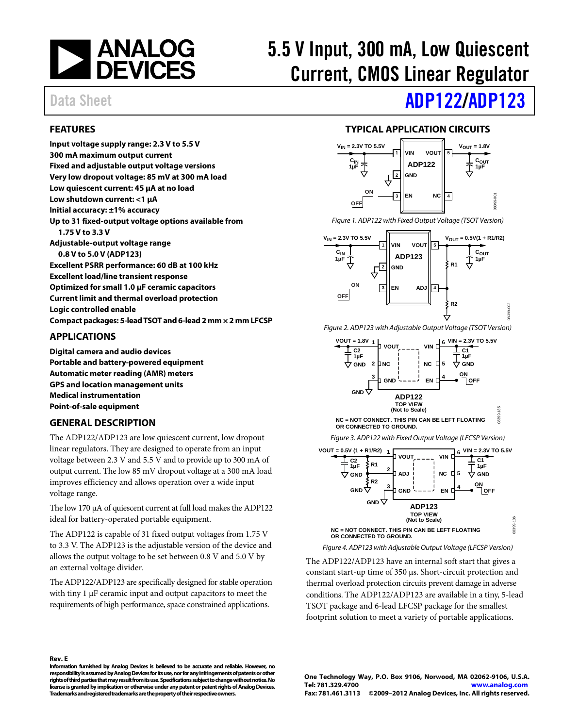# 5.5 V Input, 300 mA, Low Quiescent Current, CMOS Linear Regulator

Data Sheet

# ADP122/ADP123

## FEATURES

**Input voltage supply range: 2.3 V to 5.5 V**
**300 mA maximum output current**
**Fixed and adjustable output voltage versions**
**Very low dropout voltage: 85 mV at 300 mA load**
**Low quiescent current: 45 µA at no load**
**Low shutdown current: <1 µA**
**Initial accuracy: ±1% accuracy**
**Up to 31 fixed-output voltage options available from 1.75 V to 3.3 V**
**Adjustable-output voltage range 0.8 V to 5.0 V (ADP123)**
**Excellent PSRR performance: 60 dB at 100 kHz**
**Excellent load/line transient response**
**Optimized for small 1.0 µF ceramic capacitors**
**Current limit and thermal overload protection**
**Logic controlled enable**
**Compact packages: 5-lead TSOT and 6-lead 2 mm × 2 mm LFCSP**

## APPLICATIONS

**Digital camera and audio devices**
**Portable and battery-powered equipment**
**Automatic meter reading (AMR) meters**
**GPS and location management units**
**Medical instrumentation**
**Point-of-sale equipment**

## GENERAL DESCRIPTION

The ADP122/ADP123 are low quiescent current, low dropout linear regulators. They are designed to operate from an input voltage between 2.3 V and 5.5 V and to provide up to 300 mA of output current. The low 85 mV dropout voltage at a 300 mA load improves efficiency and allows operation over a wide input voltage range.

The low 170 µA of quiescent current at full load makes the ADP122 ideal for battery-operated portable equipment.

The ADP122 is capable of 31 fixed output voltages from 1.75 V to 3.3 V. The ADP123 is the adjustable version of the device and allows the output voltage to be set between 0.8 V and 5.0 V by an external voltage divider.

The ADP122/ADP123 are specifically designed for stable operation with tiny 1 µF ceramic input and output capacitors to meet the requirements of high performance, space constrained applications.

## TYPICAL APPLICATION CIRCUITS

*Figure 1. ADP122 with Fixed Output Voltage (TSOT Version)*

*Figure 2. ADP123 with Adjustable Output Voltage (TSOT Version)*

*Figure 3. ADP122 with Fixed Output Voltage (LFCSP Version)*

*Figure 4. ADP123 with Adjustable Output Voltage (LFCSP Version)*

The ADP122/ADP123 have an internal soft start that gives a constant start-up time of 350 µs. Short-circuit protection and thermal overload protection circuits prevent damage in adverse conditions. The ADP122/ADP123 are available in a tiny, 5-lead TSOT package and 6-lead LFCSP package for the smallest footprint solution to meet a variety of portable applications.

**Rev. E**
**Information furnished by Analog Devices is believed to be accurate and reliable. However, no responsibility is assumed by Analog Devices for its use, nor for any infringements of patents or other rights of third parties that may result from its use. Specifications subject to change without notice. No license is granted by implication or otherwise under any patent or patent rights of Analog Devices. Trademarks and registered trademarks are the property of their respective owners.**

**One Technology Way, P.O. Box 9106, Norwood, MA 02062-9106, U.S.A.**
**Tel: 781.329.4700 www.analog.com**
**Fax: 781.461.3113 ©2009–2012 Analog Devices, Inc. All rights reserved.**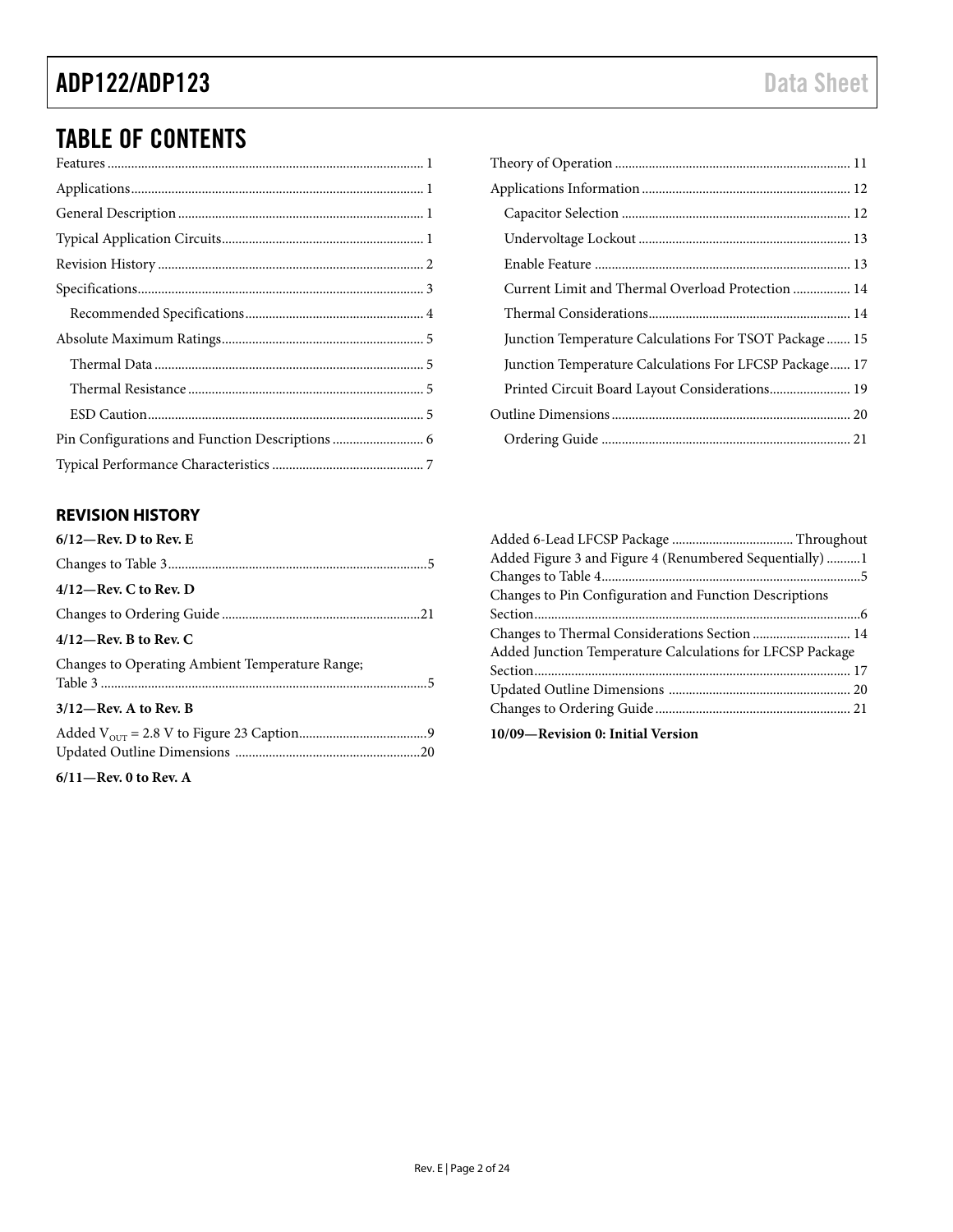## TABLE OF CONTENTS

Features ... 1
Applications ... 1
General Description ... 1
Typical Application Circuits ... 1
Revision History ... 2
Specifications ... 3
  Recommended Specifications ... 4
Absolute Maximum Ratings ... 5
  Thermal Data ... 5
  Thermal Resistance ... 5
  ESD Caution ... 5
Pin Configurations and Function Descriptions ... 6
Typical Performance Characteristics ... 7
Theory of Operation ... 11
Applications Information ... 12
  Capacitor Selection ... 12
  Undervoltage Lockout ... 13
  Enable Feature ... 13
  Current Limit and Thermal Overload Protection ... 14
  Thermal Considerations ... 14
  Junction Temperature Calculations For TSOT Package ... 15
  Junction Temperature Calculations For LFCSP Package ... 17
  Printed Circuit Board Layout Considerations ... 19
Outline Dimensions ... 20
  Ordering Guide ... 21

### REVISION HISTORY

**6/12—Rev. D to Rev. E**

Changes to Table 3 ... 5

**4/12—Rev. C to Rev. D**

Changes to Ordering Guide ... 21

**4/12—Rev. B to Rev. C**

Changes to Operating Ambient Temperature Range; Table 3 ... 5

**3/12—Rev. A to Rev. B**

Added $V_{OUT}$ = 2.8 V to Figure 23 Caption ... 9
Updated Outline Dimensions ... 20

**6/11—Rev. 0 to Rev. A**

Added 6-Lead LFCSP Package ... Throughout
Added Figure 3 and Figure 4 (Renumbered Sequentially) ... 1
Changes to Table 4 ... 5
Changes to Pin Configuration and Function Descriptions Section ... 6
Changes to Thermal Considerations Section ... 14
Added Junction Temperature Calculations for LFCSP Package Section ... 17
Updated Outline Dimensions ... 20
Changes to Ordering Guide ... 21

**10/09—Revision 0: Initial Version**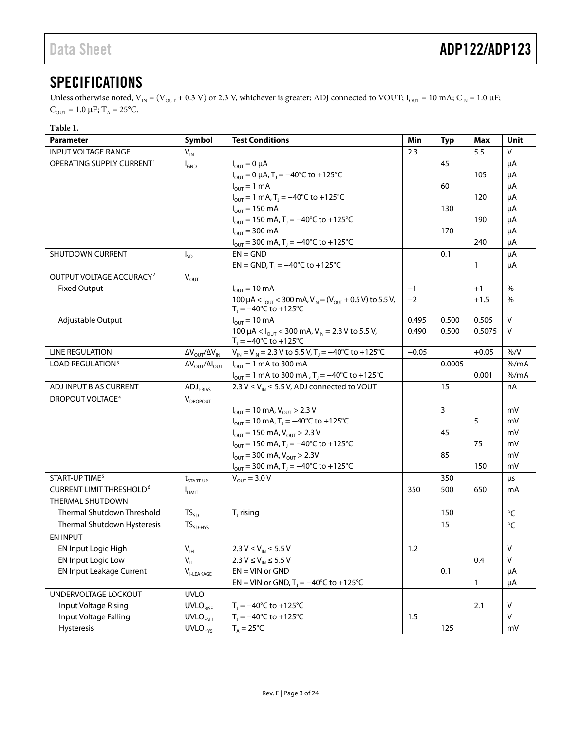## SPECIFICATIONS

Unless otherwise noted, $V_{IN}$ = ($V_{OUT}$ + 0.3 V) or 2.3 V, whichever is greater; ADJ connected to VOUT; $I_{OUT}$ = 10 mA; $C_{IN}$ = 1.0 µF; $C_{OUT}$ = 1.0 µF; $T_A$ = 25°C.

**Table 1.**

| Parameter | Symbol | Test Conditions | Min | Typ | Max | Unit |
|---|---|---|---|---|---|---|
| INPUT VOLTAGE RANGE | $V_{IN}$ | | 2.3 | | 5.5 | V |
| OPERATING SUPPLY CURRENT[1] | $I_{GND}$ | $I_{OUT}$ = 0 µA | | 45 | | µA |
| | | $I_{OUT}$ = 0 µA, $T_J$ = −40°C to +125°C | | | 105 | µA |
| | | $I_{OUT}$ = 1 mA | | 60 | | µA |
| | | $I_{OUT}$ = 1 mA, $T_J$ = −40°C to +125°C | | | 120 | µA |
| | | $I_{OUT}$ = 150 mA | | 130 | | µA |
| | | $I_{OUT}$ = 150 mA, $T_J$ = −40°C to +125°C | | | 190 | µA |
| | | $I_{OUT}$ = 300 mA | | 170 | | µA |
| | | $I_{OUT}$ = 300 mA, $T_J$ = −40°C to +125°C | | | 240 | µA |
| SHUTDOWN CURRENT | $I_{SD}$ | EN = GND | | 0.1 | | µA |
| | | EN = GND, $T_J$ = −40°C to +125°C | | | 1 | µA |
| OUTPUT VOLTAGE ACCURACY[2] | $V_{OUT}$ | | | | | |
| Fixed Output | | $I_{OUT}$ = 10 mA | −1 | | +1 | % |
| | | 100 µA < $I_{OUT}$ < 300 mA, $V_{IN}$ = ($V_{OUT}$ + 0.5 V) to 5.5 V, $T_J$ = −40°C to +125°C | −2 | | +1.5 | % |
| Adjustable Output | | $I_{OUT}$ = 10 mA | 0.495 | 0.500 | 0.505 | V |
| | | 100 µA < $I_{OUT}$ < 300 mA, $V_{IN}$ = 2.3 V to 5.5 V, $T_J$ = −40°C to +125°C | 0.490 | 0.500 | 0.5075 | V |
| LINE REGULATION | $\Delta V_{OUT}/\Delta V_{IN}$ | $V_{IN}$ = $V_{IN}$ = 2.3 V to 5.5 V, $T_J$ = −40°C to +125°C | −0.05 | | +0.05 | %/V |
| LOAD REGULATION[3] | $\Delta V_{OUT}/\Delta I_{OUT}$ | $I_{OUT}$ = 1 mA to 300 mA | | 0.0005 | | %/mA |
| | | $I_{OUT}$ = 1 mA to 300 mA , $T_J$ = −40°C to +125°C | | | 0.001 | %/mA |
| ADJ INPUT BIAS CURRENT | $ADJ_{I-BIAS}$ | 2.3 V ≤ $V_{IN}$ ≤ 5.5 V, ADJ connected to VOUT | | 15 | | nA |
| DROPOUT VOLTAGE[4] | $V_{DROPOUT}$ | | | | | |
| | | $I_{OUT}$ = 10 mA, $V_{OUT}$ > 2.3 V | | 3 | | mV |
| | | $I_{OUT}$ = 10 mA, $T_J$ = −40°C to +125°C | | | 5 | mV |
| | | $I_{OUT}$ = 150 mA, $V_{OUT}$ > 2.3 V | | 45 | | mV |
| | | $I_{OUT}$ = 150 mA, $T_J$ = −40°C to +125°C | | | 75 | mV |
| | | $I_{OUT}$ = 300 mA, $V_{OUT}$ > 2.3V | | 85 | | mV |
| | | $I_{OUT}$ = 300 mA, $T_J$ = −40°C to +125°C | | | 150 | mV |
| START-UP TIME[5] | $t_{START-UP}$ | $V_{OUT}$ = 3.0 V | | 350 | | µs |
| CURRENT LIMIT THRESHOLD[6] | $I_{LIMIT}$ | | 350 | 500 | 650 | mA |
| THERMAL SHUTDOWN | | | | | | |
| Thermal Shutdown Threshold | $TS_{SD}$ | $T_J$ rising | | 150 | | °C |
| Thermal Shutdown Hysteresis | $TS_{SD-HYS}$ | | | 15 | | °C |
| EN INPUT | | | | | | |
| EN Input Logic High | $V_{IH}$ | 2.3 V ≤ $V_{IN}$ ≤ 5.5 V | 1.2 | | | V |
| EN Input Logic Low | $V_{IL}$ | 2.3 V ≤ $V_{IN}$ ≤ 5.5 V | | | 0.4 | V |
| EN Input Leakage Current | $V_{I-LEAKAGE}$ | EN = VIN or GND | | 0.1 | | µA |
| | | EN = VIN or GND, $T_J$ = −40°C to +125°C | | | 1 | µA |
| UNDERVOLTAGE LOCKOUT | UVLO | | | | | |
| Input Voltage Rising | $UVLO_{RISE}$ | $T_J$ = −40°C to +125°C | | | 2.1 | V |
| Input Voltage Falling | $UVLO_{FALL}$ | $T_J$ = −40°C to +125°C | 1.5 | | | V |
| Hysteresis | $UVLO_{HYS}$ | $T_A$ = 25°C | | 125 | | mV |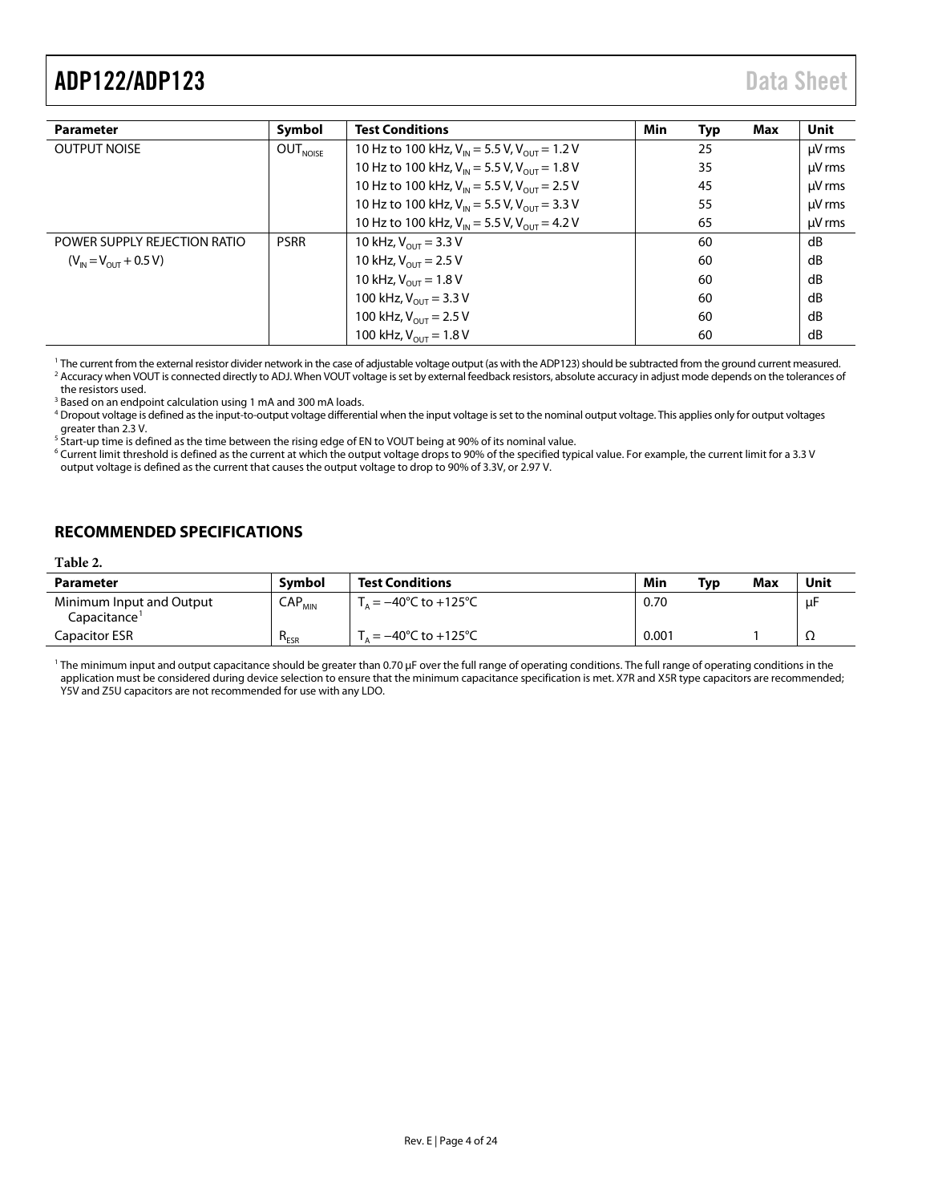| Parameter | Symbol | Test Conditions | Min | Typ | Max | Unit |
|---|---|---|---|---|---|---|
| OUTPUT NOISE | $OUT_{NOISE}$ | 10 Hz to 100 kHz, $V_{IN}$ = 5.5 V, $V_{OUT}$ = 1.2 V | | 25 | | µV rms |
| | | 10 Hz to 100 kHz, $V_{IN}$ = 5.5 V, $V_{OUT}$ = 1.8 V | | 35 | | µV rms |
| | | 10 Hz to 100 kHz, $V_{IN}$ = 5.5 V, $V_{OUT}$ = 2.5 V | | 45 | | µV rms |
| | | 10 Hz to 100 kHz, $V_{IN}$ = 5.5 V, $V_{OUT}$ = 3.3 V | | 55 | | µV rms |
| | | 10 Hz to 100 kHz, $V_{IN}$ = 5.5 V, $V_{OUT}$ = 4.2 V | | 65 | | µV rms |
| POWER SUPPLY REJECTION RATIO ($V_{IN}$ = $V_{OUT}$ + 0.5 V) | PSRR | 10 kHz, $V_{OUT}$ = 3.3 V | | 60 | | dB |
| | | 10 kHz, $V_{OUT}$ = 2.5 V | | 60 | | dB |
| | | 10 kHz, $V_{OUT}$ = 1.8 V | | 60 | | dB |
| | | 100 kHz, $V_{OUT}$ = 3.3 V | | 60 | | dB |
| | | 100 kHz, $V_{OUT}$ = 2.5 V | | 60 | | dB |
| | | 100 kHz, $V_{OUT}$ = 1.8 V | | 60 | | dB |

[1] The current from the external resistor divider network in the case of adjustable voltage output (as with the ADP123) should be subtracted from the ground current measured.
[2] Accuracy when VOUT is connected directly to ADJ. When VOUT voltage is set by external feedback resistors, absolute accuracy in adjust mode depends on the tolerances of the resistors used.
[3] Based on an endpoint calculation using 1 mA and 300 mA loads.
[4] Dropout voltage is defined as the input-to-output voltage differential when the input voltage is set to the nominal output voltage. This applies only for output voltages greater than 2.3 V.
[5] Start-up time is defined as the time between the rising edge of EN to VOUT being at 90% of its nominal value.
[6] Current limit threshold is defined as the current at which the output voltage drops to 90% of the specified typical value. For example, the current limit for a 3.3 V output voltage is defined as the current that causes the output voltage to drop to 90% of 3.3V, or 2.97 V.

## RECOMMENDED SPECIFICATIONS

Table 2.

| Parameter | Symbol | Test Conditions | Min | Typ | Max | Unit |
|---|---|---|---|---|---|---|
| Minimum Input and Output Capacitance[1] | $CAP_{MIN}$ | $T_A$ = −40°C to +125°C | 0.70 | | | µF |
| Capacitor ESR | $R_{ESR}$ | $T_A$ = −40°C to +125°C | 0.001 | | 1 | Ω |

[1] The minimum input and output capacitance should be greater than 0.70 µF over the full range of operating conditions. The full range of operating conditions in the application must be considered during device selection to ensure that the minimum capacitance specification is met. X7R and X5R type capacitors are recommended; Y5V and Z5U capacitors are not recommended for use with any LDO.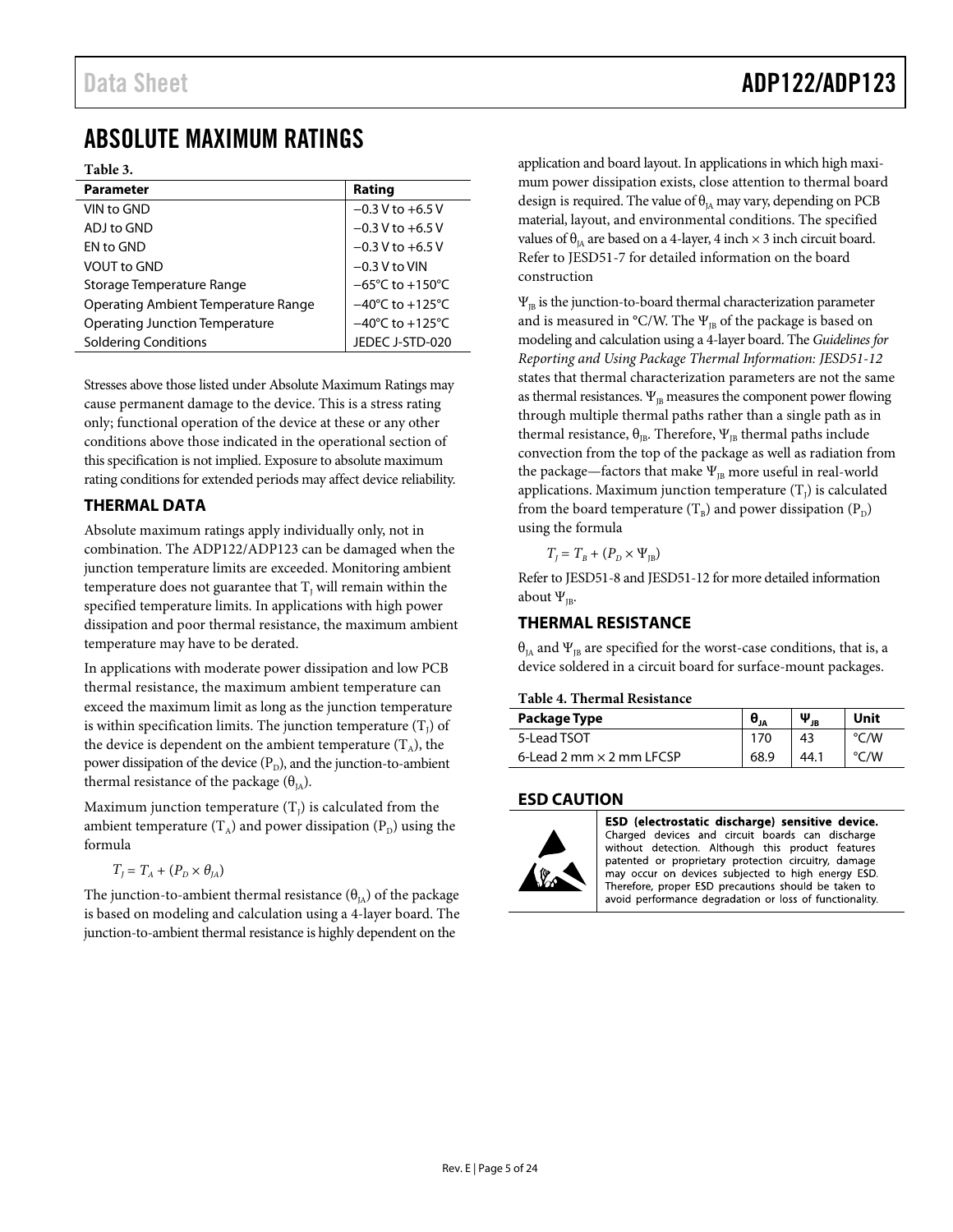# ABSOLUTE MAXIMUM RATINGS

**Table 3.**

| Parameter | Rating |
|---|---|
| VIN to GND | −0.3 V to +6.5 V |
| ADJ to GND | −0.3 V to +6.5 V |
| EN to GND | −0.3 V to +6.5 V |
| VOUT to GND | −0.3 V to VIN |
| Storage Temperature Range | −65°C to +150°C |
| Operating Ambient Temperature Range | −40°C to +125°C |
| Operating Junction Temperature | −40°C to +125°C |
| Soldering Conditions | JEDEC J-STD-020 |

Stresses above those listed under Absolute Maximum Ratings may cause permanent damage to the device. This is a stress rating only; functional operation of the device at these or any other conditions above those indicated in the operational section of this specification is not implied. Exposure to absolute maximum rating conditions for extended periods may affect device reliability.

## THERMAL DATA

Absolute maximum ratings apply individually only, not in combination. The ADP122/ADP123 can be damaged when the junction temperature limits are exceeded. Monitoring ambient temperature does not guarantee that $T_J$ will remain within the specified temperature limits. In applications with high power dissipation and poor thermal resistance, the maximum ambient temperature may have to be derated.

In applications with moderate power dissipation and low PCB thermal resistance, the maximum ambient temperature can exceed the maximum limit as long as the junction temperature is within specification limits. The junction temperature ($T_J$) of the device is dependent on the ambient temperature ($T_A$), the power dissipation of the device ($P_D$), and the junction-to-ambient thermal resistance of the package ($\theta_{JA}$).

Maximum junction temperature ($T_J$) is calculated from the ambient temperature ($T_A$) and power dissipation ($P_D$) using the formula

$$T_J = T_A + (P_D \times \theta_{JA})$$

The junction-to-ambient thermal resistance ($\theta_{JA}$) of the package is based on modeling and calculation using a 4-layer board. The junction-to-ambient thermal resistance is highly dependent on the application and board layout. In applications in which high maximum power dissipation exists, close attention to thermal board design is required. The value of $\theta_{JA}$ may vary, depending on PCB material, layout, and environmental conditions. The specified values of $\theta_{JA}$ are based on a 4-layer, 4 inch × 3 inch circuit board. Refer to JESD51-7 for detailed information on the board construction

$\Psi_{JB}$ is the junction-to-board thermal characterization parameter and is measured in °C/W. The $\Psi_{JB}$ of the package is based on modeling and calculation using a 4-layer board. The *Guidelines for Reporting and Using Package Thermal Information: JESD51-12* states that thermal characterization parameters are not the same as thermal resistances. $\Psi_{JB}$ measures the component power flowing through multiple thermal paths rather than a single path as in thermal resistance, $\theta_{JB}$. Therefore, $\Psi_{JB}$ thermal paths include convection from the top of the package as well as radiation from the package—factors that make $\Psi_{JB}$ more useful in real-world applications. Maximum junction temperature ($T_J$) is calculated from the board temperature ($T_B$) and power dissipation ($P_D$) using the formula

$$T_J = T_B + (P_D \times \Psi_{JB})$$

Refer to JESD51-8 and JESD51-12 for more detailed information about $\Psi_{JB}$.

## THERMAL RESISTANCE

$\theta_{JA}$ and $\Psi_{JB}$ are specified for the worst-case conditions, that is, a device soldered in a circuit board for surface-mount packages.

**Table 4. Thermal Resistance**

| Package Type | $\theta_{JA}$ | $\Psi_{JB}$ | Unit |
|---|---|---|---|
| 5-Lead TSOT | 170 | 43 | °C/W |
| 6-Lead 2 mm × 2 mm LFCSP | 68.9 | 44.1 | °C/W |

## ESD CAUTION

**ESD (electrostatic discharge) sensitive device.** Charged devices and circuit boards can discharge without detection. Although this product features patented or proprietary protection circuitry, damage may occur on devices subjected to high energy ESD. Therefore, proper ESD precautions should be taken to avoid performance degradation or loss of functionality.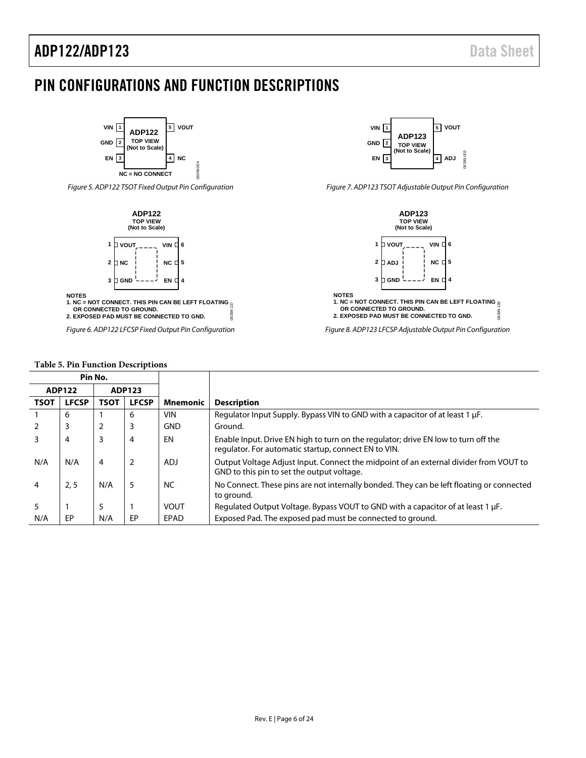# PIN CONFIGURATIONS AND FUNCTION DESCRIPTIONS

Figure 5. ADP122 TSOT Fixed Output Pin Configuration

Figure 6. ADP122 LFCSP Fixed Output Pin Configuration

Figure 7. ADP123 TSOT Adjustable Output Pin Configuration

Figure 8. ADP123 LFCSP Adjustable Output Pin Configuration

**Table 5. Pin Function Descriptions**

| Pin No. | | | | | |
|---|---|---|---|---|---|
| ADP122 | | ADP123 | | | |
| TSOT | LFCSP | TSOT | LFCSP | Mnemonic | Description |
| 1 | 6 | 1 | 6 | VIN | Regulator Input Supply. Bypass VIN to GND with a capacitor of at least 1 μF. |
| 2 | 3 | 2 | 3 | GND | Ground. |
| 3 | 4 | 3 | 4 | EN | Enable Input. Drive EN high to turn on the regulator; drive EN low to turn off the regulator. For automatic startup, connect EN to VIN. |
| N/A | N/A | 4 | 2 | ADJ | Output Voltage Adjust Input. Connect the midpoint of an external divider from VOUT to GND to this pin to set the output voltage. |
| 4 | 2, 5 | N/A | 5 | NC | No Connect. These pins are not internally bonded. They can be left floating or connected to ground. |
| 5 | 1 | 5 | 1 | VOUT | Regulated Output Voltage. Bypass VOUT to GND with a capacitor of at least 1 μF. |
| N/A | EP | N/A | EP | EPAD | Exposed Pad. The exposed pad must be connected to ground. |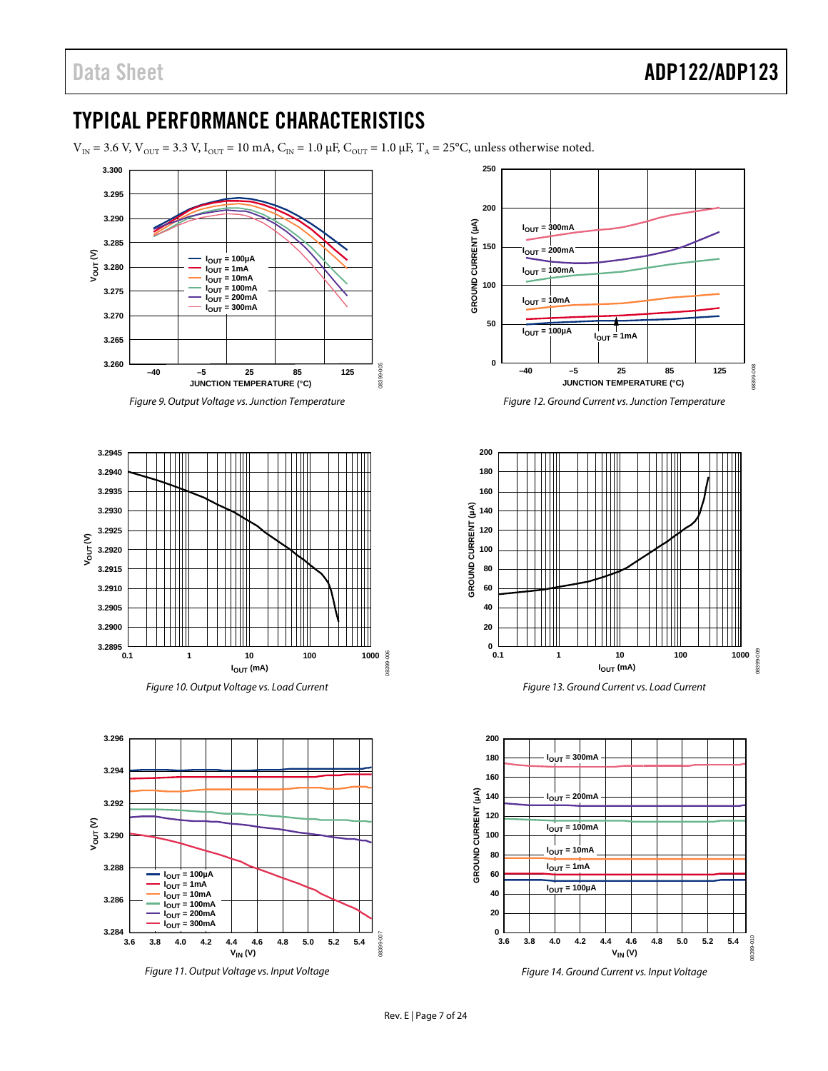## TYPICAL PERFORMANCE CHARACTERISTICS

$V_{IN}$ = 3.6 V, $V_{OUT}$ = 3.3 V, $I_{OUT}$ = 10 mA, $C_{IN}$ = 1.0 μF, $C_{OUT}$ = 1.0 μF, $T_A$ = 25°C, unless otherwise noted.

*Figure 9. Output Voltage vs. Junction Temperature*

*Figure 10. Output Voltage vs. Load Current*

*Figure 11. Output Voltage vs. Input Voltage*

*Figure 12. Ground Current vs. Junction Temperature*

*Figure 13. Ground Current vs. Load Current*

*Figure 14. Ground Current vs. Input Voltage*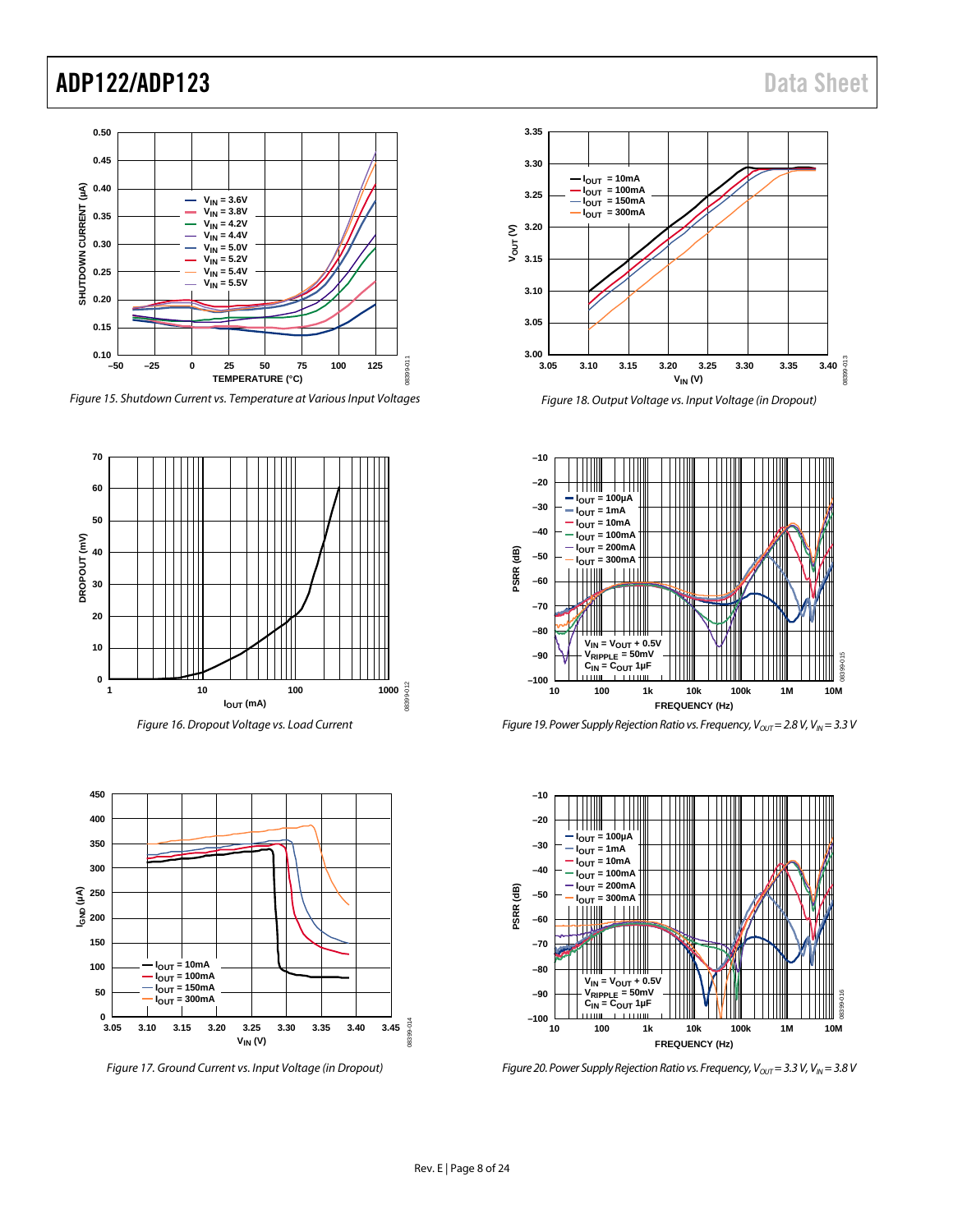Figure 15. Shutdown Current vs. Temperature at Various Input Voltages

Figure 16. Dropout Voltage vs. Load Current

Figure 17. Ground Current vs. Input Voltage (in Dropout)

Figure 18. Output Voltage vs. Input Voltage (in Dropout)

Figure 19. Power Supply Rejection Ratio vs. Frequency, $V_{OUT}$ = 2.8 V, $V_{IN}$ = 3.3 V

Figure 20. Power Supply Rejection Ratio vs. Frequency, $V_{OUT}$ = 3.3 V, $V_{IN}$ = 3.8 V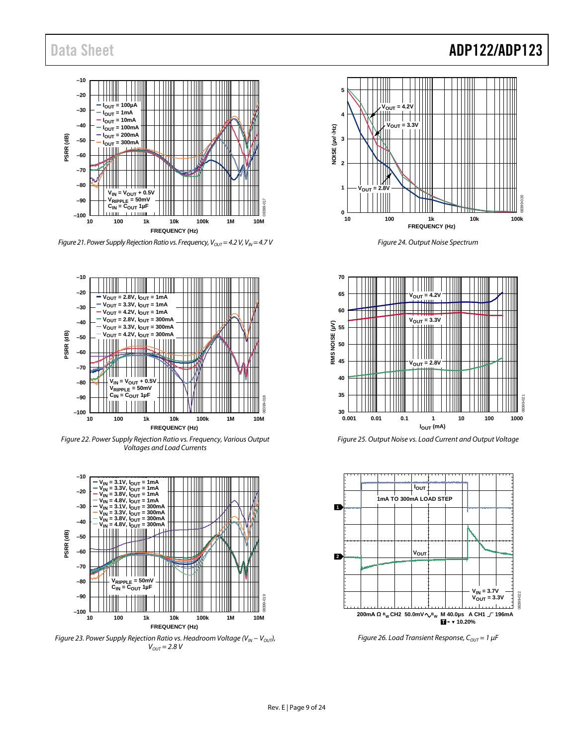Figure 21. Power Supply Rejection Ratio vs. Frequency, $V_{OUT}$ = 4.2 V, $V_{IN}$ = 4.7 V

Figure 24. Output Noise Spectrum

Figure 22. Power Supply Rejection Ratio vs. Frequency, Various Output Voltages and Load Currents

Figure 25. Output Noise vs. Load Current and Output Voltage

Figure 23. Power Supply Rejection Ratio vs. Headroom Voltage ($V_{IN}$ − $V_{OUT}$), $V_{OUT}$ = 2.8 V

Figure 26. Load Transient Response, $C_{OUT}$ = 1 µF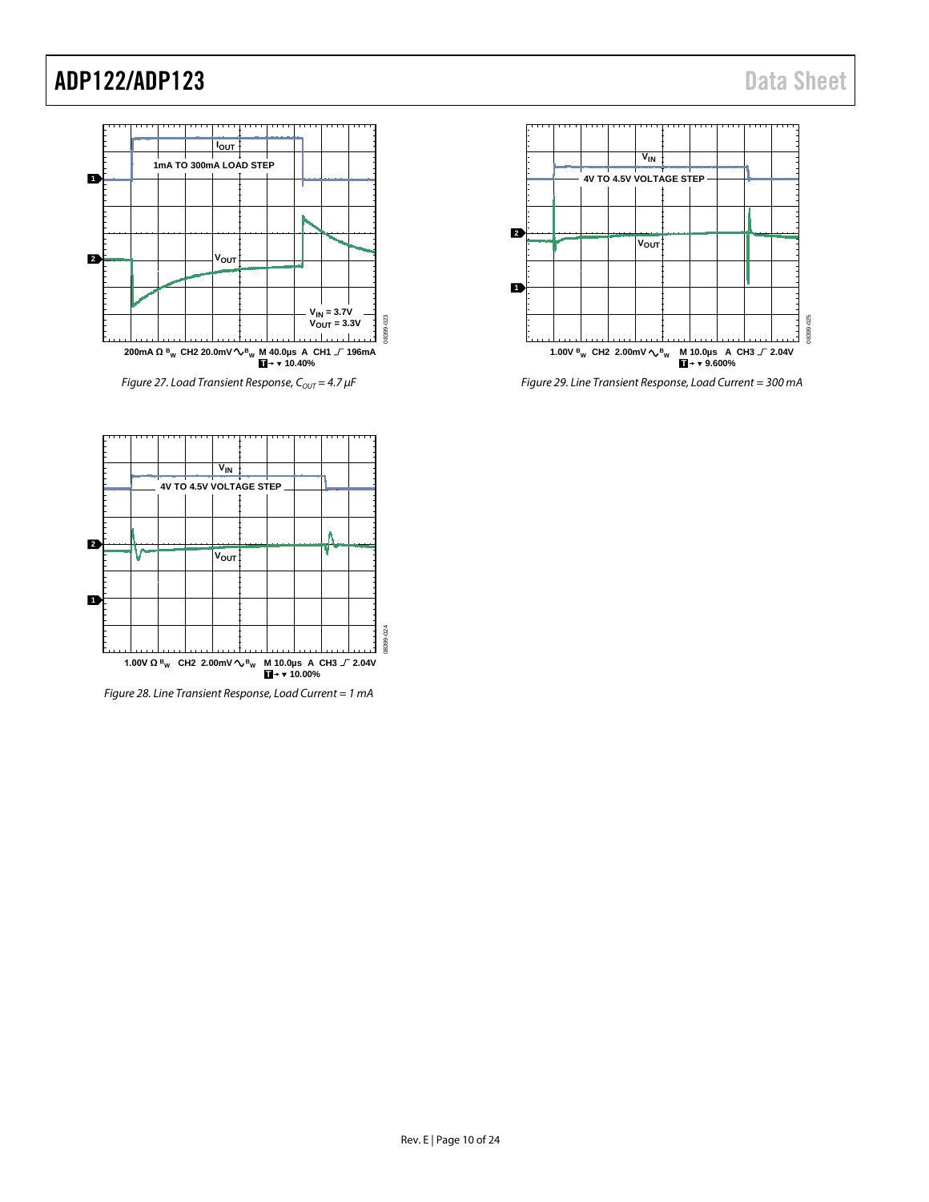Figure 27. Load Transient Response, $C_{OUT}$ = 4.7 μF

Figure 28. Line Transient Response, Load Current = 1 mA

Figure 29. Line Transient Response, Load Current = 300 mA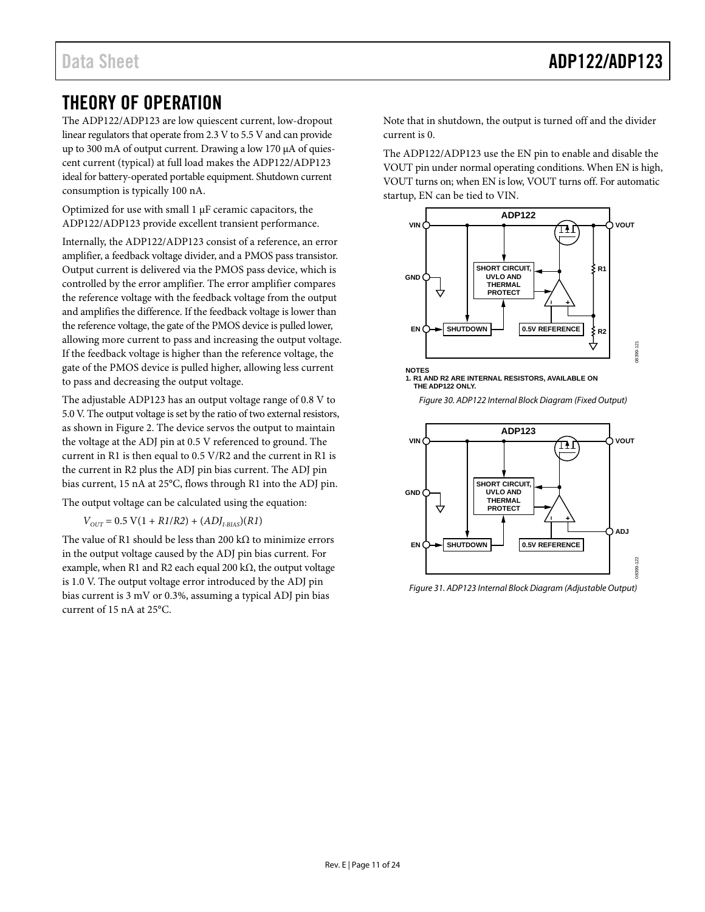# THEORY OF OPERATION

The ADP122/ADP123 are low quiescent current, low-dropout linear regulators that operate from 2.3 V to 5.5 V and can provide up to 300 mA of output current. Drawing a low 170 μA of quiescent current (typical) at full load makes the ADP122/ADP123 ideal for battery-operated portable equipment. Shutdown current consumption is typically 100 nA.

Optimized for use with small 1 μF ceramic capacitors, the ADP122/ADP123 provide excellent transient performance.

Internally, the ADP122/ADP123 consist of a reference, an error amplifier, a feedback voltage divider, and a PMOS pass transistor. Output current is delivered via the PMOS pass device, which is controlled by the error amplifier. The error amplifier compares the reference voltage with the feedback voltage from the output and amplifies the difference. If the feedback voltage is lower than the reference voltage, the gate of the PMOS device is pulled lower, allowing more current to pass and increasing the output voltage. If the feedback voltage is higher than the reference voltage, the gate of the PMOS device is pulled higher, allowing less current to pass and decreasing the output voltage.

The adjustable ADP123 has an output voltage range of 0.8 V to 5.0 V. The output voltage is set by the ratio of two external resistors, as shown in Figure 2. The device servos the output to maintain the voltage at the ADJ pin at 0.5 V referenced to ground. The current in R1 is then equal to 0.5 V/R2 and the current in R1 is the current in R2 plus the ADJ pin bias current. The ADJ pin bias current, 15 nA at 25°C, flows through R1 into the ADJ pin.

The output voltage can be calculated using the equation:

$$V_{OUT} = 0.5\text{ V}(1 + R1/R2) + (ADJ_{I\text{-}BIAS})(R1)$$

The value of R1 should be less than 200 kΩ to minimize errors in the output voltage caused by the ADJ pin bias current. For example, when R1 and R2 each equal 200 kΩ, the output voltage is 1.0 V. The output voltage error introduced by the ADJ pin bias current is 3 mV or 0.3%, assuming a typical ADJ pin bias current of 15 nA at 25°C.

Note that in shutdown, the output is turned off and the divider current is 0.

The ADP122/ADP123 use the EN pin to enable and disable the VOUT pin under normal operating conditions. When EN is high, VOUT turns on; when EN is low, VOUT turns off. For automatic startup, EN can be tied to VIN.

NOTES
1. R1 AND R2 ARE INTERNAL RESISTORS, AVAILABLE ON THE ADP122 ONLY.

*Figure 30. ADP122 Internal Block Diagram (Fixed Output)*

*Figure 31. ADP123 Internal Block Diagram (Adjustable Output)*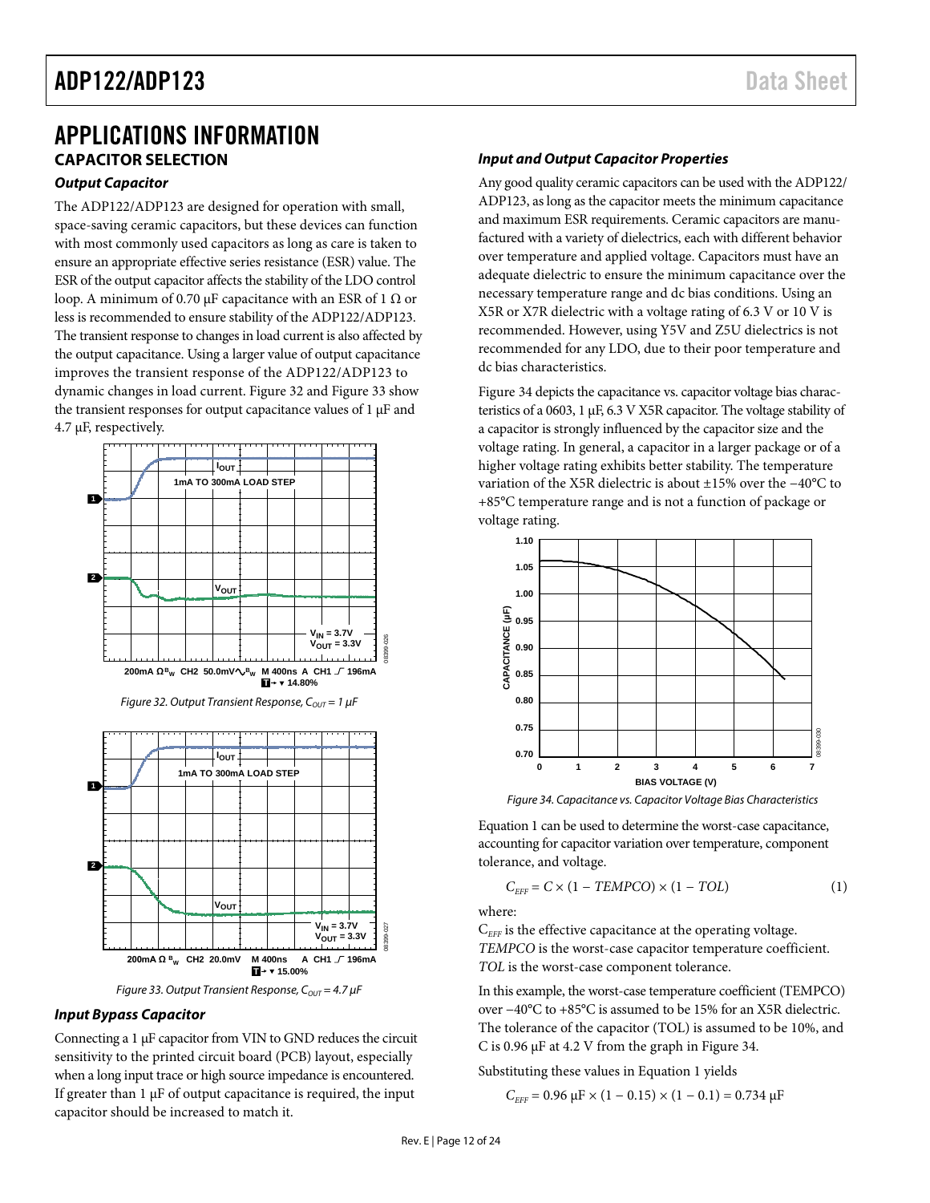# APPLICATIONS INFORMATION

## CAPACITOR SELECTION

### Output Capacitor

The ADP122/ADP123 are designed for operation with small, space-saving ceramic capacitors, but these devices can function with most commonly used capacitors as long as care is taken to ensure an appropriate effective series resistance (ESR) value. The ESR of the output capacitor affects the stability of the LDO control loop. A minimum of 0.70 μF capacitance with an ESR of 1 Ω or less is recommended to ensure stability of the ADP122/ADP123. The transient response to changes in load current is also affected by the output capacitance. Using a larger value of output capacitance improves the transient response of the ADP122/ADP123 to dynamic changes in load current. Figure 32 and Figure 33 show the transient responses for output capacitance values of 1 μF and 4.7 μF, respectively.

Figure 32. Output Transient Response, $C_{OUT}$ = 1 μF

Figure 33. Output Transient Response, $C_{OUT}$ = 4.7 μF

### Input Bypass Capacitor

Connecting a 1 μF capacitor from VIN to GND reduces the circuit sensitivity to the printed circuit board (PCB) layout, especially when a long input trace or high source impedance is encountered. If greater than 1 μF of output capacitance is required, the input capacitor should be increased to match it.

### Input and Output Capacitor Properties

Any good quality ceramic capacitors can be used with the ADP122/ADP123, as long as the capacitor meets the minimum capacitance and maximum ESR requirements. Ceramic capacitors are manufactured with a variety of dielectrics, each with different behavior over temperature and applied voltage. Capacitors must have an adequate dielectric to ensure the minimum capacitance over the necessary temperature range and dc bias conditions. Using an X5R or X7R dielectric with a voltage rating of 6.3 V or 10 V is recommended. However, using Y5V and Z5U dielectrics is not recommended for any LDO, due to their poor temperature and dc bias characteristics.

Figure 34 depicts the capacitance vs. capacitor voltage bias characteristics of a 0603, 1 μF, 6.3 V X5R capacitor. The voltage stability of a capacitor is strongly influenced by the capacitor size and the voltage rating. In general, a capacitor in a larger package or of a higher voltage rating exhibits better stability. The temperature variation of the X5R dielectric is about ±15% over the −40°C to +85°C temperature range and is not a function of package or voltage rating.

Figure 34. Capacitance vs. Capacitor Voltage Bias Characteristics

Equation 1 can be used to determine the worst-case capacitance, accounting for capacitor variation over temperature, component tolerance, and voltage.

$$C_{EFF} = C \times (1 - TEMPCO) \times (1 - TOL) \quad (1)$$

where:

$C_{EFF}$ is the effective capacitance at the operating voltage.
*TEMPCO* is the worst-case capacitor temperature coefficient.
*TOL* is the worst-case component tolerance.

In this example, the worst-case temperature coefficient (TEMPCO) over −40°C to +85°C is assumed to be 15% for an X5R dielectric. The tolerance of the capacitor (TOL) is assumed to be 10%, and C is 0.96 μF at 4.2 V from the graph in Figure 34.

Substituting these values in Equation 1 yields

$$C_{EFF} = 0.96\ \mu F \times (1 - 0.15) \times (1 - 0.1) = 0.734\ \mu F$$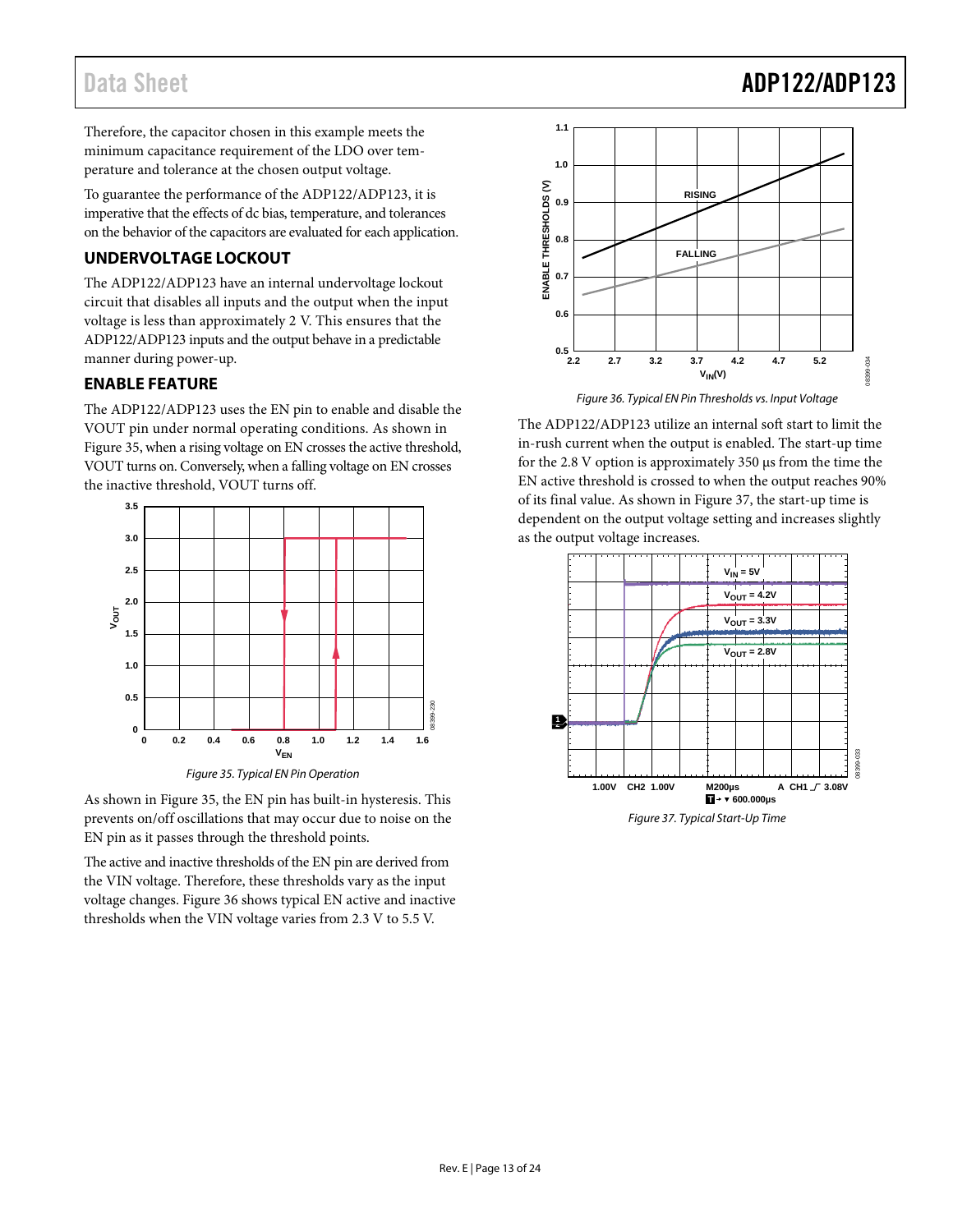Therefore, the capacitor chosen in this example meets the minimum capacitance requirement of the LDO over temperature and tolerance at the chosen output voltage.

To guarantee the performance of the ADP122/ADP123, it is imperative that the effects of dc bias, temperature, and tolerances on the behavior of the capacitors are evaluated for each application.

## UNDERVOLTAGE LOCKOUT

The ADP122/ADP123 have an internal undervoltage lockout circuit that disables all inputs and the output when the input voltage is less than approximately 2 V. This ensures that the ADP122/ADP123 inputs and the output behave in a predictable manner during power-up.

## ENABLE FEATURE

The ADP122/ADP123 uses the EN pin to enable and disable the VOUT pin under normal operating conditions. As shown in Figure 35, when a rising voltage on EN crosses the active threshold, VOUT turns on. Conversely, when a falling voltage on EN crosses the inactive threshold, VOUT turns off.

Figure 35. Typical EN Pin Operation

As shown in Figure 35, the EN pin has built-in hysteresis. This prevents on/off oscillations that may occur due to noise on the EN pin as it passes through the threshold points.

The active and inactive thresholds of the EN pin are derived from the VIN voltage. Therefore, these thresholds vary as the input voltage changes. Figure 36 shows typical EN active and inactive thresholds when the VIN voltage varies from 2.3 V to 5.5 V.

Figure 36. Typical EN Pin Thresholds vs. Input Voltage

The ADP122/ADP123 utilize an internal soft start to limit the in-rush current when the output is enabled. The start-up time for the 2.8 V option is approximately 350 µs from the time the EN active threshold is crossed to when the output reaches 90% of its final value. As shown in Figure 37, the start-up time is dependent on the output voltage setting and increases slightly as the output voltage increases.

Figure 37. Typical Start-Up Time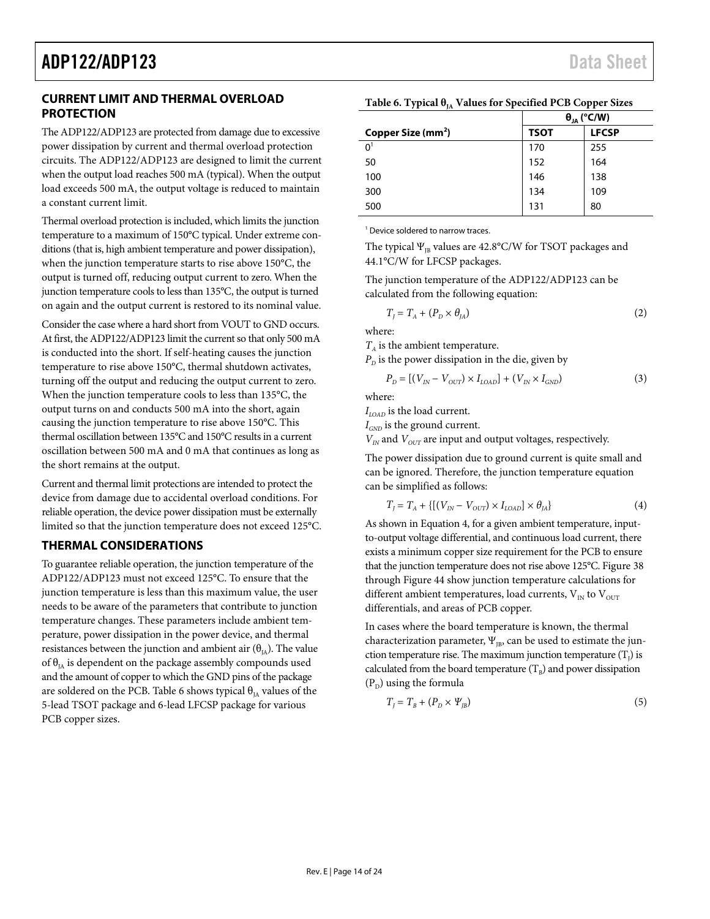## CURRENT LIMIT AND THERMAL OVERLOAD PROTECTION

The ADP122/ADP123 are protected from damage due to excessive power dissipation by current and thermal overload protection circuits. The ADP122/ADP123 are designed to limit the current when the output load reaches 500 mA (typical). When the output load exceeds 500 mA, the output voltage is reduced to maintain a constant current limit.

Thermal overload protection is included, which limits the junction temperature to a maximum of 150°C typical. Under extreme conditions (that is, high ambient temperature and power dissipation), when the junction temperature starts to rise above 150°C, the output is turned off, reducing output current to zero. When the junction temperature cools to less than 135°C, the output is turned on again and the output current is restored to its nominal value.

Consider the case where a hard short from VOUT to GND occurs. At first, the ADP122/ADP123 limit the current so that only 500 mA is conducted into the short. If self-heating causes the junction temperature to rise above 150°C, thermal shutdown activates, turning off the output and reducing the output current to zero. When the junction temperature cools to less than 135°C, the output turns on and conducts 500 mA into the short, again causing the junction temperature to rise above 150°C. This thermal oscillation between 135°C and 150°C results in a current oscillation between 500 mA and 0 mA that continues as long as the short remains at the output.

Current and thermal limit protections are intended to protect the device from damage due to accidental overload conditions. For reliable operation, the device power dissipation must be externally limited so that the junction temperature does not exceed 125°C.

## THERMAL CONSIDERATIONS

To guarantee reliable operation, the junction temperature of the ADP122/ADP123 must not exceed 125°C. To ensure that the junction temperature is less than this maximum value, the user needs to be aware of the parameters that contribute to junction temperature changes. These parameters include ambient temperature, power dissipation in the power device, and thermal resistances between the junction and ambient air ($\theta_{JA}$). The value of $\theta_{JA}$ is dependent on the package assembly compounds used and the amount of copper to which the GND pins of the package are soldered on the PCB. Table 6 shows typical $\theta_{JA}$ values of the 5-lead TSOT package and 6-lead LFCSP package for various PCB copper sizes.

**Table 6. Typical $\theta_{JA}$ Values for Specified PCB Copper Sizes**

| Copper Size (mm²) | $\theta_{JA}$ (°C/W) | |
|---|---|---|
| | **TSOT** | **LFCSP** |
| 0[1] | 170 | 255 |
| 50 | 152 | 164 |
| 100 | 146 | 138 |
| 300 | 134 | 109 |
| 500 | 131 | 80 |

[1] Device soldered to narrow traces.

The typical $\Psi_{JB}$ values are 42.8°C/W for TSOT packages and 44.1°C/W for LFCSP packages.

The junction temperature of the ADP122/ADP123 can be calculated from the following equation:

$$T_J = T_A + (P_D \times \theta_{JA}) \tag{2}$$

where:
$T_A$ is the ambient temperature.
$P_D$ is the power dissipation in the die, given by

$$P_D = [(V_{IN} - V_{OUT}) \times I_{LOAD}] + (V_{IN} \times I_{GND}) \tag{3}$$

where:
$I_{LOAD}$ is the load current.
$I_{GND}$ is the ground current.
$V_{IN}$ and $V_{OUT}$ are input and output voltages, respectively.

The power dissipation due to ground current is quite small and can be ignored. Therefore, the junction temperature equation can be simplified as follows:

$$T_J = T_A + \{[(V_{IN} - V_{OUT}) \times I_{LOAD}] \times \theta_{JA}\} \tag{4}$$

As shown in Equation 4, for a given ambient temperature, input-to-output voltage differential, and continuous load current, there exists a minimum copper size requirement for the PCB to ensure that the junction temperature does not rise above 125°C. Figure 38 through Figure 44 show junction temperature calculations for different ambient temperatures, load currents, $V_{IN}$ to $V_{OUT}$ differentials, and areas of PCB copper.

In cases where the board temperature is known, the thermal characterization parameter, $\Psi_{JB}$, can be used to estimate the junction temperature rise. The maximum junction temperature ($T_J$) is calculated from the board temperature ($T_B$) and power dissipation ($P_D$) using the formula

$$T_J = T_B + (P_D \times \Psi_{JB}) \tag{5}$$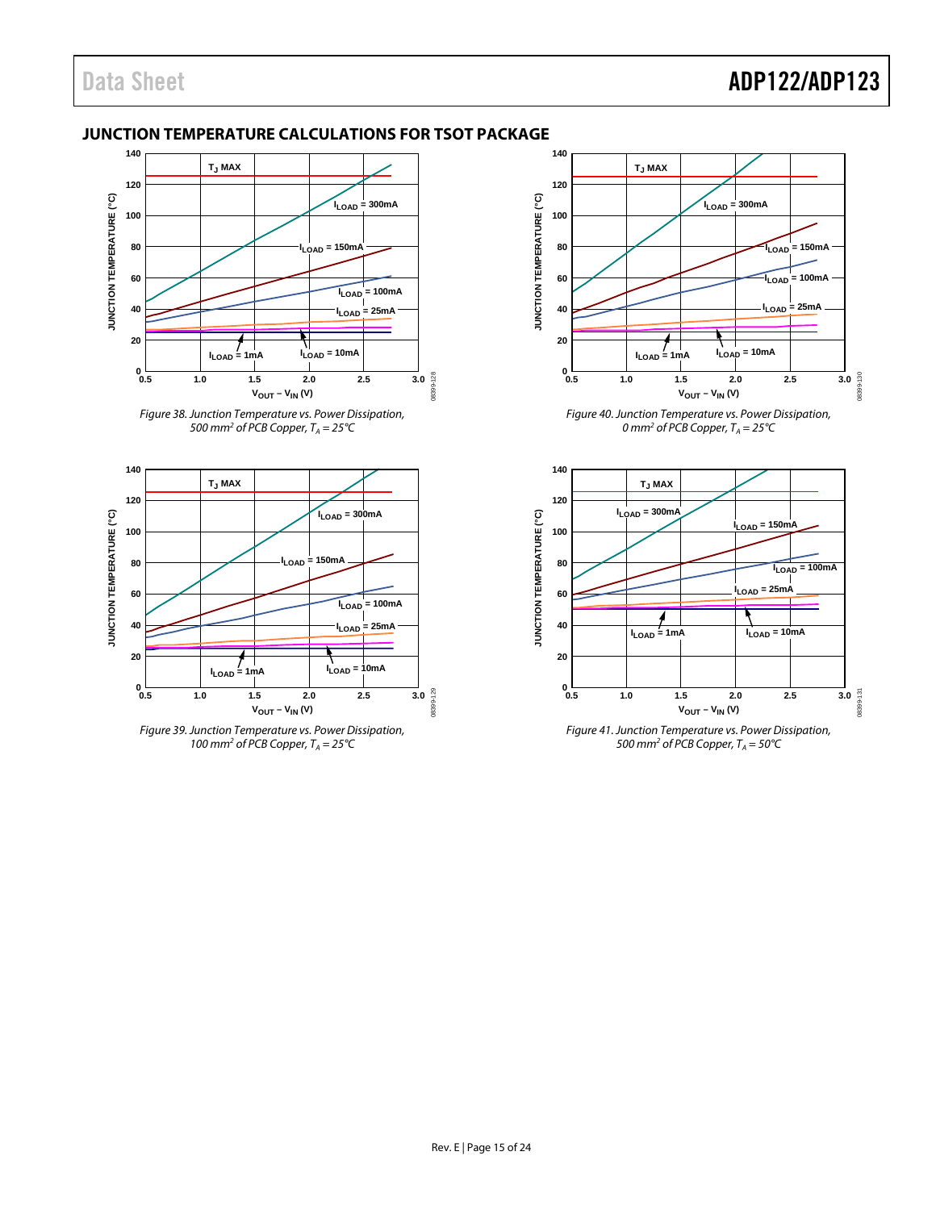## JUNCTION TEMPERATURE CALCULATIONS FOR TSOT PACKAGE

*Figure 38. Junction Temperature vs. Power Dissipation, 500 mm² of PCB Copper, $T_A$ = 25°C*

*Figure 39. Junction Temperature vs. Power Dissipation, 100 mm² of PCB Copper, $T_A$ = 25°C*

*Figure 40. Junction Temperature vs. Power Dissipation, 0 mm² of PCB Copper, $T_A$ = 25°C*

*Figure 41. Junction Temperature vs. Power Dissipation, 500 mm² of PCB Copper, $T_A$ = 50°C*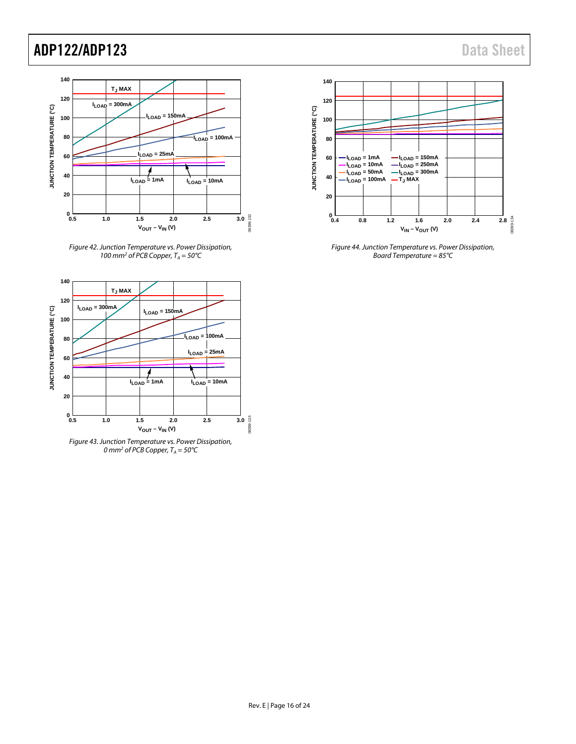Figure 42. Junction Temperature vs. Power Dissipation, 100 mm² of PCB Copper, $T_A = 50°C$

Figure 43. Junction Temperature vs. Power Dissipation, 0 mm² of PCB Copper, $T_A = 50°C$

Figure 44. Junction Temperature vs. Power Dissipation, Board Temperature = 85°C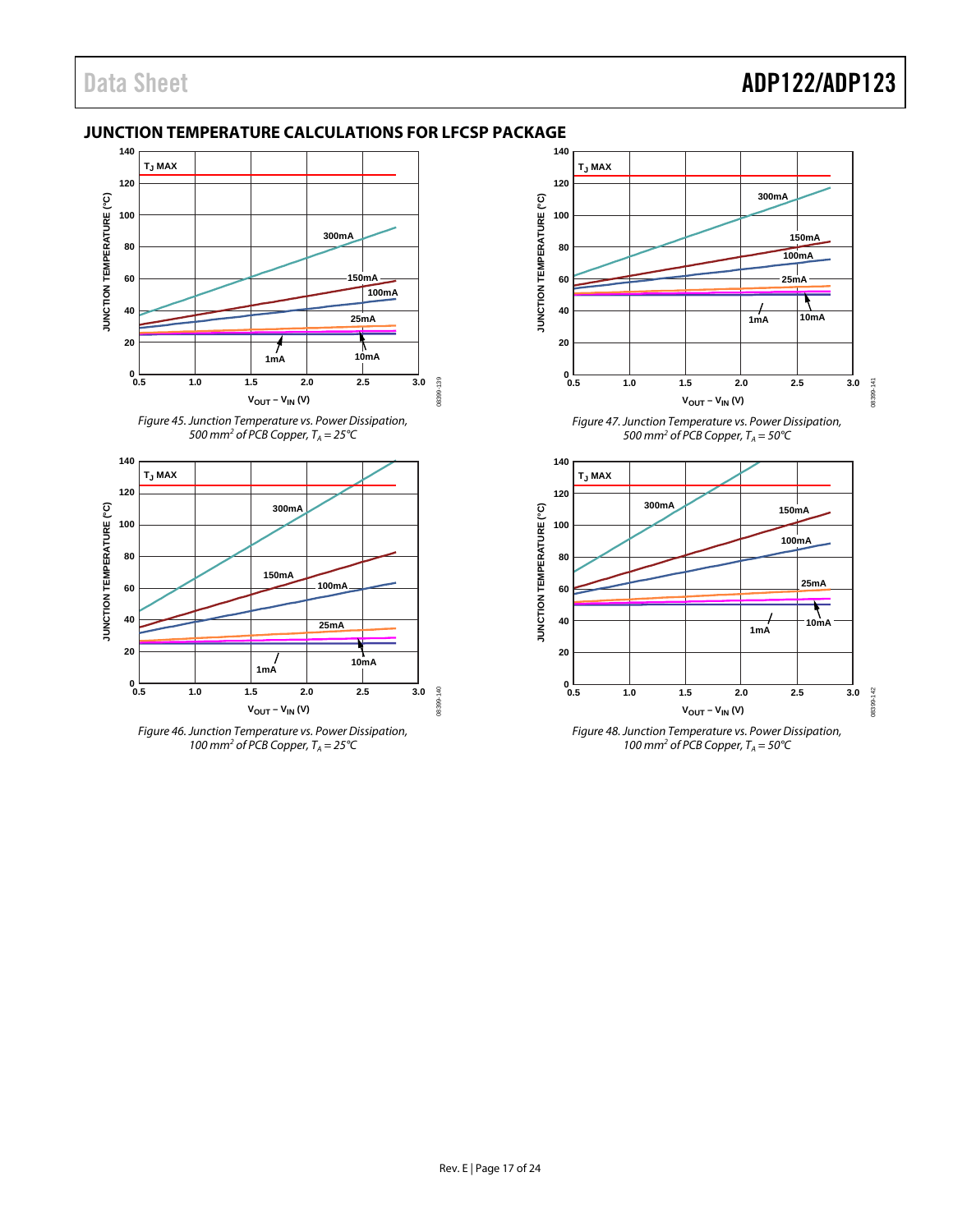## JUNCTION TEMPERATURE CALCULATIONS FOR LFCSP PACKAGE

*Figure 45. Junction Temperature vs. Power Dissipation, 500 mm² of PCB Copper, $T_A$ = 25°C*

*Figure 46. Junction Temperature vs. Power Dissipation, 100 mm² of PCB Copper, $T_A$ = 25°C*

*Figure 47. Junction Temperature vs. Power Dissipation, 500 mm² of PCB Copper, $T_A$ = 50°C*

*Figure 48. Junction Temperature vs. Power Dissipation, 100 mm² of PCB Copper, $T_A$ = 50°C*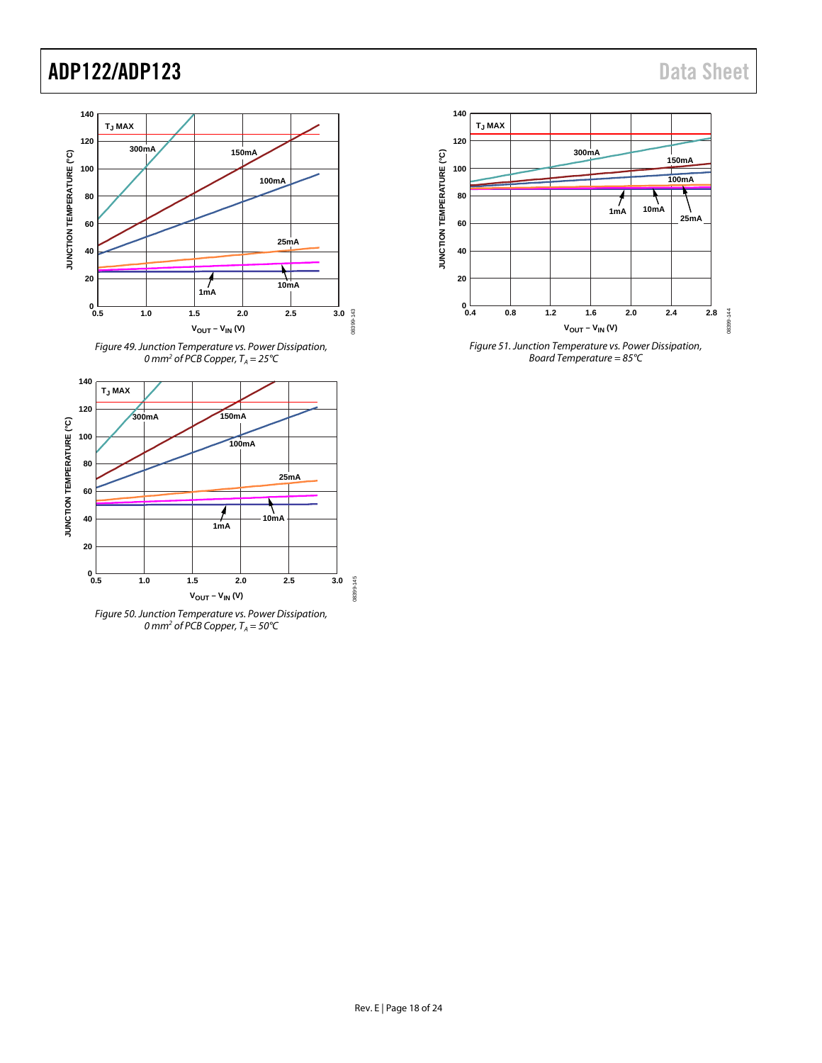Figure 49. Junction Temperature vs. Power Dissipation, 0 mm² of PCB Copper, $T_A$ = 25°C

Figure 50. Junction Temperature vs. Power Dissipation, 0 mm² of PCB Copper, $T_A$ = 50°C

Figure 51. Junction Temperature vs. Power Dissipation, Board Temperature = 85°C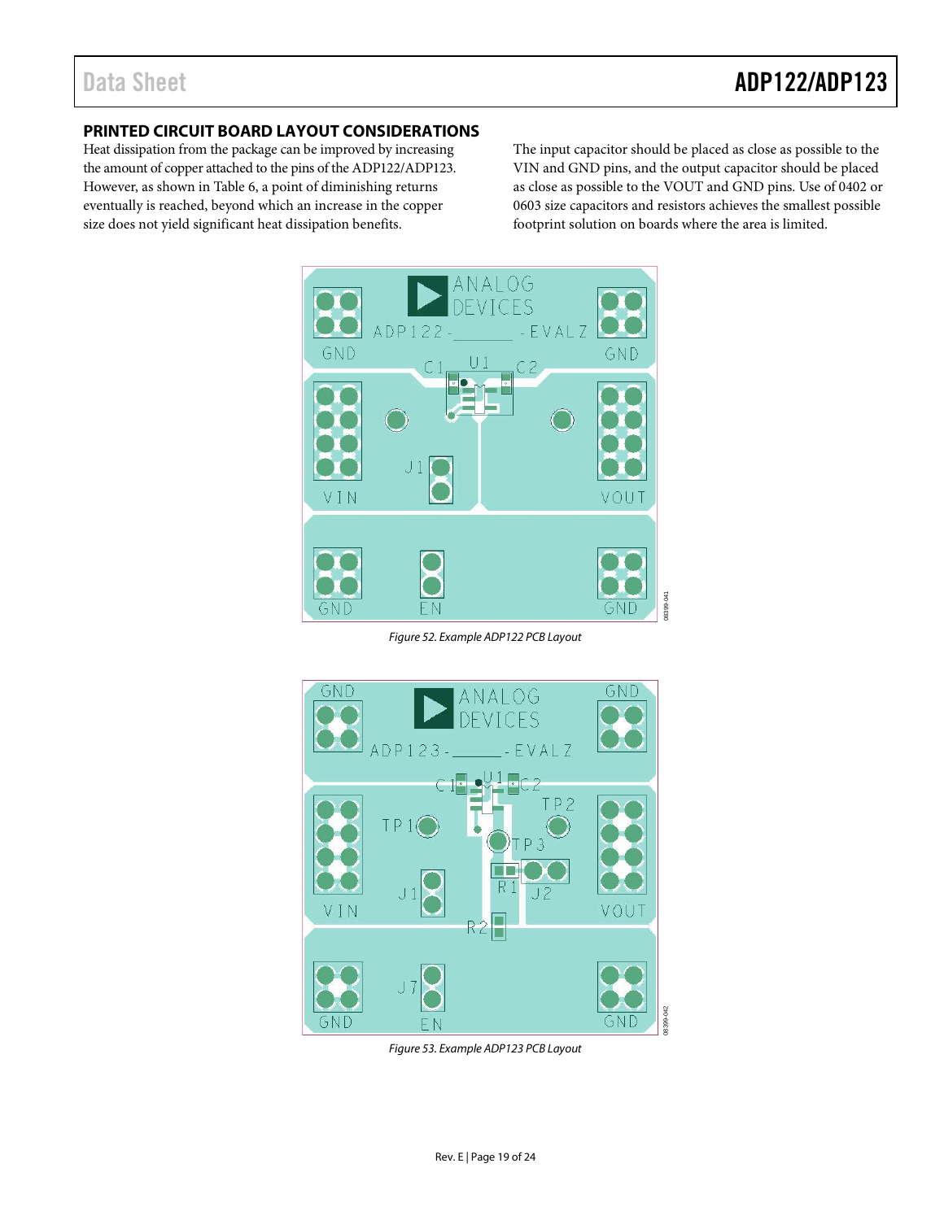## PRINTED CIRCUIT BOARD LAYOUT CONSIDERATIONS

Heat dissipation from the package can be improved by increasing the amount of copper attached to the pins of the ADP122/ADP123. However, as shown in Table 6, a point of diminishing returns eventually is reached, beyond which an increase in the copper size does not yield significant heat dissipation benefits.

The input capacitor should be placed as close as possible to the VIN and GND pins, and the output capacitor should be placed as close as possible to the VOUT and GND pins. Use of 0402 or 0603 size capacitors and resistors achieves the smallest possible footprint solution on boards where the area is limited.

Figure 52. Example ADP122 PCB Layout

Figure 53. Example ADP123 PCB Layout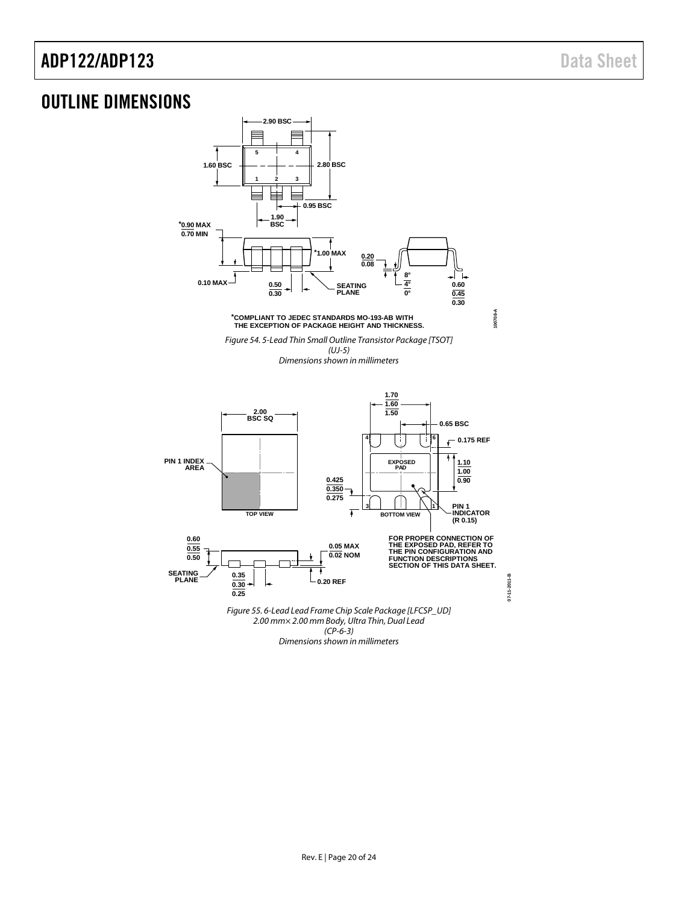## OUTLINE DIMENSIONS

*COMPLIANT TO JEDEC STANDARDS MO-193-AB WITH THE EXCEPTION OF PACKAGE HEIGHT AND THICKNESS.

*Figure 54. 5-Lead Thin Small Outline Transistor Package [TSOT] (UJ-5) Dimensions shown in millimeters*

FOR PROPER CONNECTION OF THE EXPOSED PAD, REFER TO THE PIN CONFIGURATION AND FUNCTION DESCRIPTIONS SECTION OF THIS DATA SHEET.

*Figure 55. 6-Lead Lead Frame Chip Scale Package [LFCSP_UD] 2.00 mm× 2.00 mm Body, Ultra Thin, Dual Lead (CP-6-3) Dimensions shown in millimeters*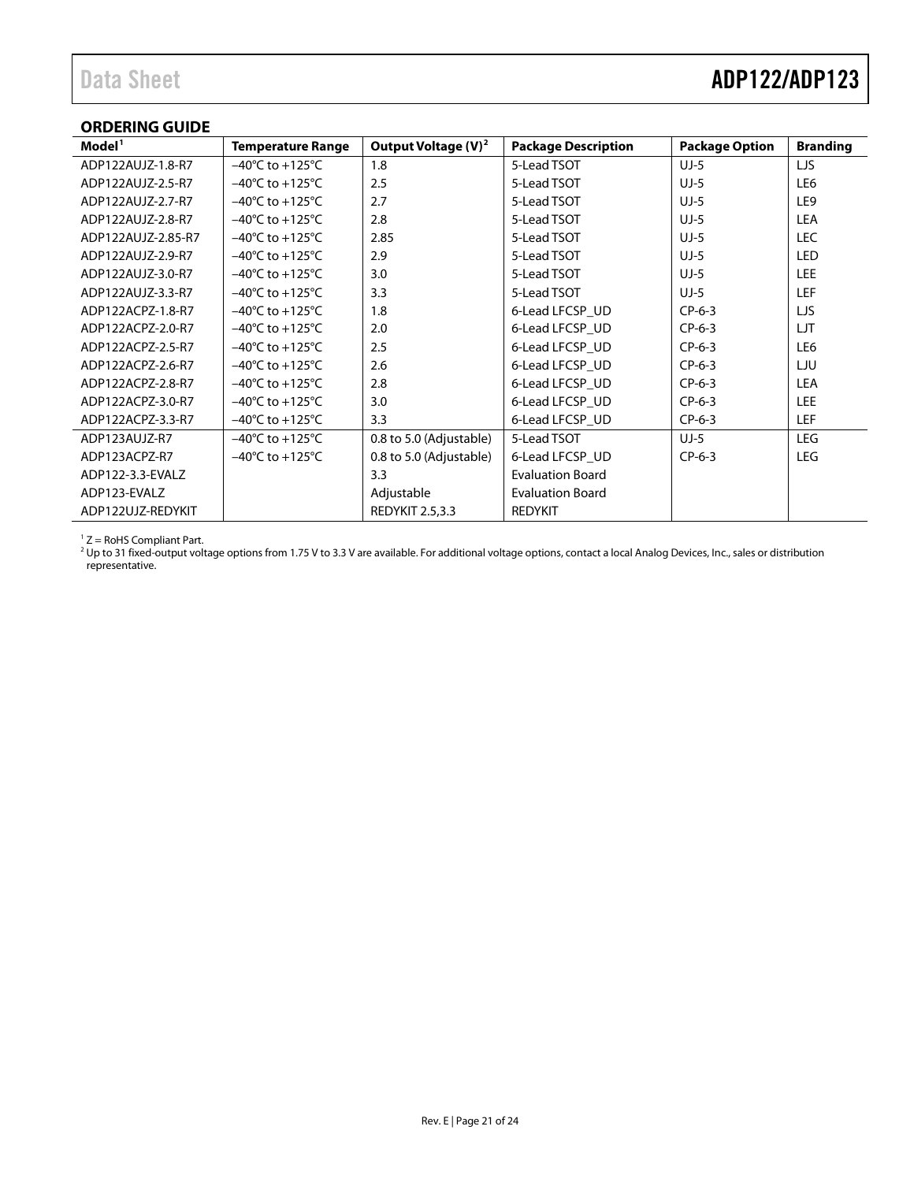## ORDERING GUIDE

| Model[1] | Temperature Range | Output Voltage (V)[2] | Package Description | Package Option | Branding |
|---|---|---|---|---|---|
| ADP122AUJZ-1.8-R7 | −40°C to +125°C | 1.8 | 5-Lead TSOT | UJ-5 | LJS |
| ADP122AUJZ-2.5-R7 | −40°C to +125°C | 2.5 | 5-Lead TSOT | UJ-5 | LE6 |
| ADP122AUJZ-2.7-R7 | −40°C to +125°C | 2.7 | 5-Lead TSOT | UJ-5 | LE9 |
| ADP122AUJZ-2.8-R7 | −40°C to +125°C | 2.8 | 5-Lead TSOT | UJ-5 | LEA |
| ADP122AUJZ-2.85-R7 | −40°C to +125°C | 2.85 | 5-Lead TSOT | UJ-5 | LEC |
| ADP122AUJZ-2.9-R7 | −40°C to +125°C | 2.9 | 5-Lead TSOT | UJ-5 | LED |
| ADP122AUJZ-3.0-R7 | −40°C to +125°C | 3.0 | 5-Lead TSOT | UJ-5 | LEE |
| ADP122AUJZ-3.3-R7 | −40°C to +125°C | 3.3 | 5-Lead TSOT | UJ-5 | LEF |
| ADP122ACPZ-1.8-R7 | −40°C to +125°C | 1.8 | 6-Lead LFCSP_UD | CP-6-3 | LJS |
| ADP122ACPZ-2.0-R7 | −40°C to +125°C | 2.0 | 6-Lead LFCSP_UD | CP-6-3 | LJT |
| ADP122ACPZ-2.5-R7 | −40°C to +125°C | 2.5 | 6-Lead LFCSP_UD | CP-6-3 | LE6 |
| ADP122ACPZ-2.6-R7 | −40°C to +125°C | 2.6 | 6-Lead LFCSP_UD | CP-6-3 | LJU |
| ADP122ACPZ-2.8-R7 | −40°C to +125°C | 2.8 | 6-Lead LFCSP_UD | CP-6-3 | LEA |
| ADP122ACPZ-3.0-R7 | −40°C to +125°C | 3.0 | 6-Lead LFCSP_UD | CP-6-3 | LEE |
| ADP122ACPZ-3.3-R7 | −40°C to +125°C | 3.3 | 6-Lead LFCSP_UD | CP-6-3 | LEF |
| ADP123AUJZ-R7 | −40°C to +125°C | 0.8 to 5.0 (Adjustable) | 5-Lead TSOT | UJ-5 | LEG |
| ADP123ACPZ-R7 | −40°C to +125°C | 0.8 to 5.0 (Adjustable) | 6-Lead LFCSP_UD | CP-6-3 | LEG |
| ADP122-3.3-EVALZ | | 3.3 | Evaluation Board | | |
| ADP123-EVALZ | | Adjustable | Evaluation Board | | |
| ADP122UJZ-REDYKIT | | REDYKIT 2.5,3.3 | REDYKIT | | |

[1] Z = RoHS Compliant Part.

[2] Up to 31 fixed-output voltage options from 1.75 V to 3.3 V are available. For additional voltage options, contact a local Analog Devices, Inc., sales or distribution representative.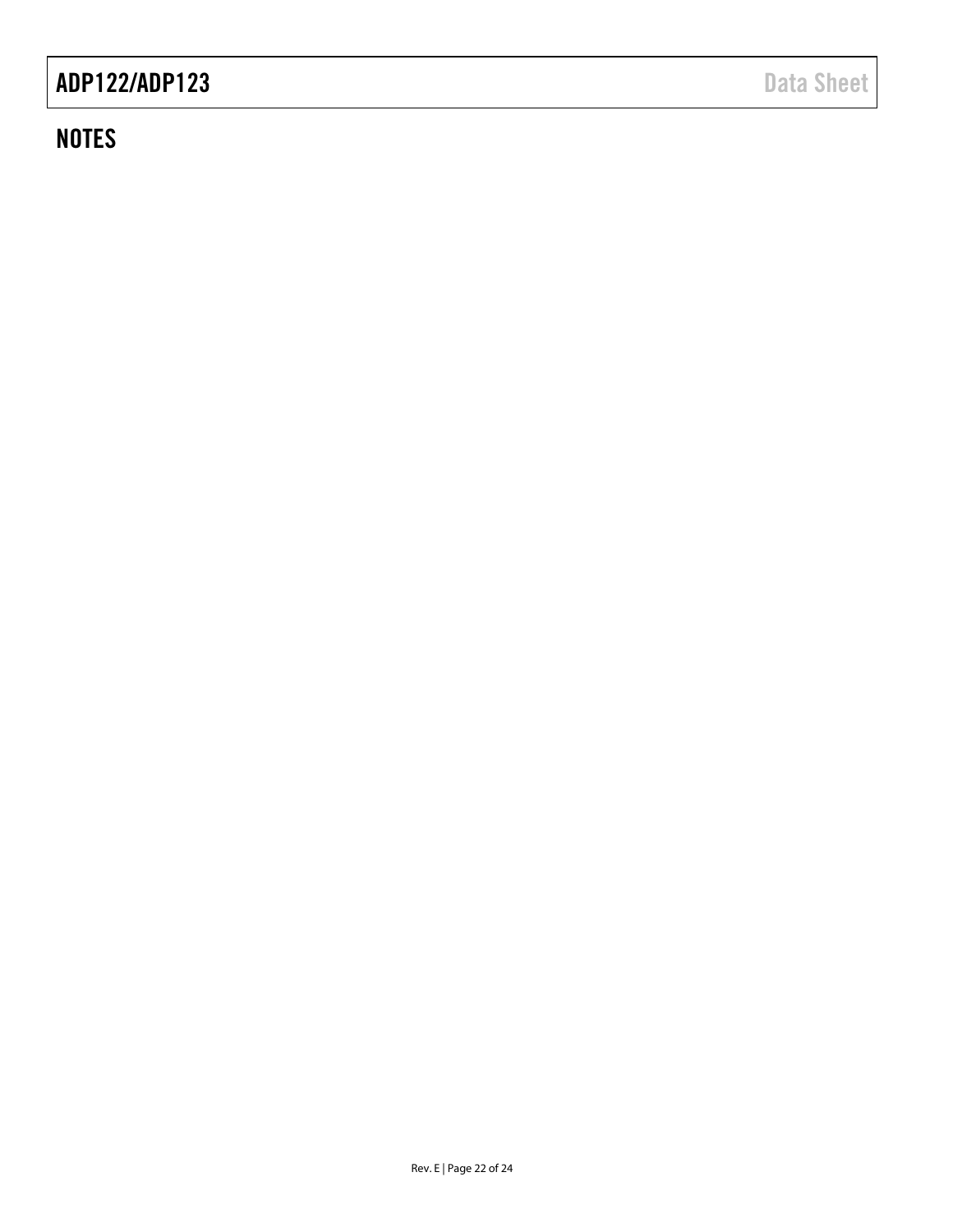## NOTES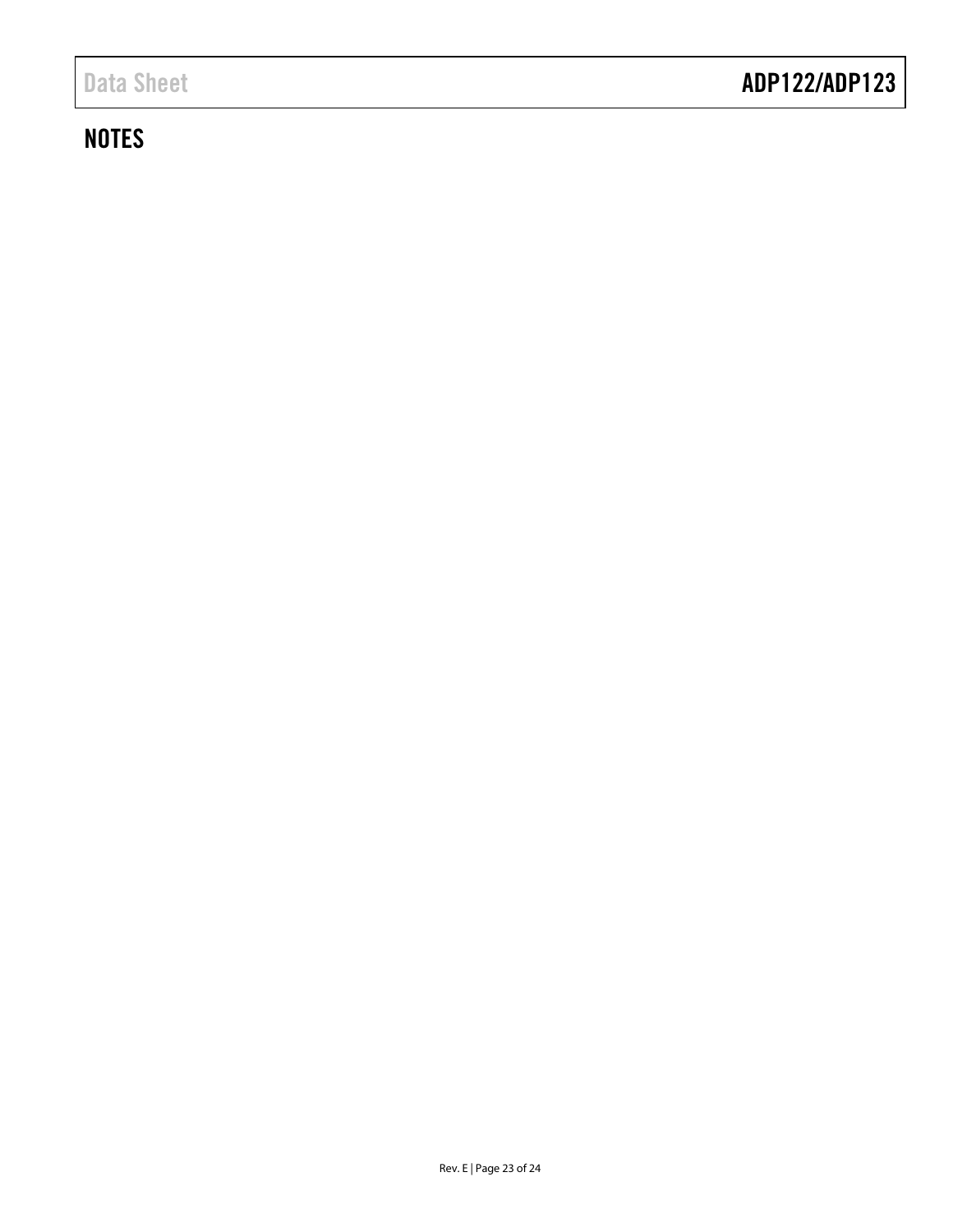## NOTES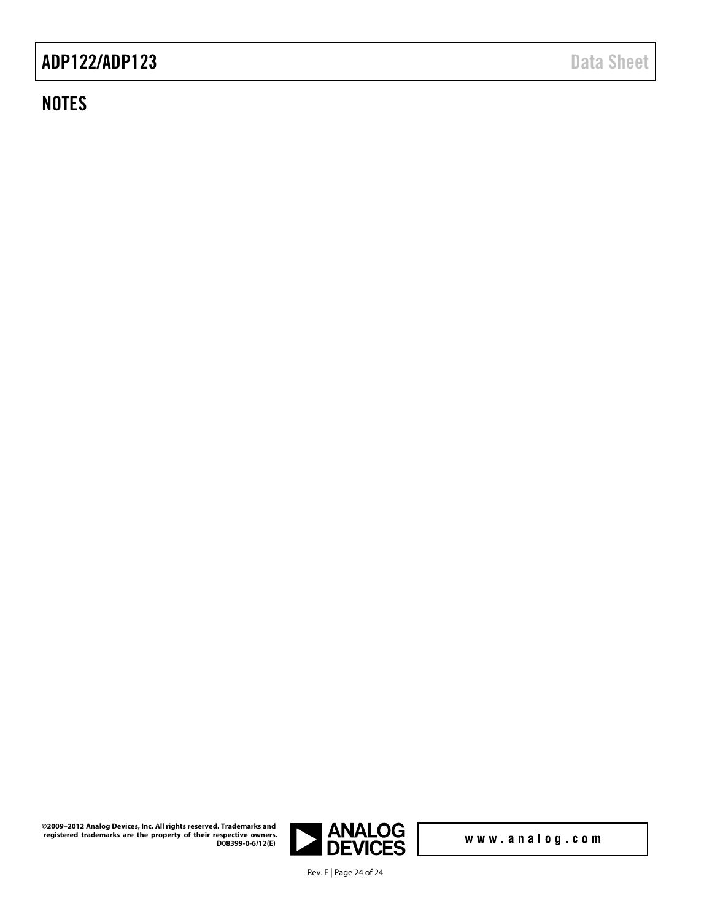## NOTES

©2009–2012 Analog Devices, Inc. All rights reserved. Trademarks and registered trademarks are the property of their respective owners.
D08399-0-6/12(E)

www.analog.com